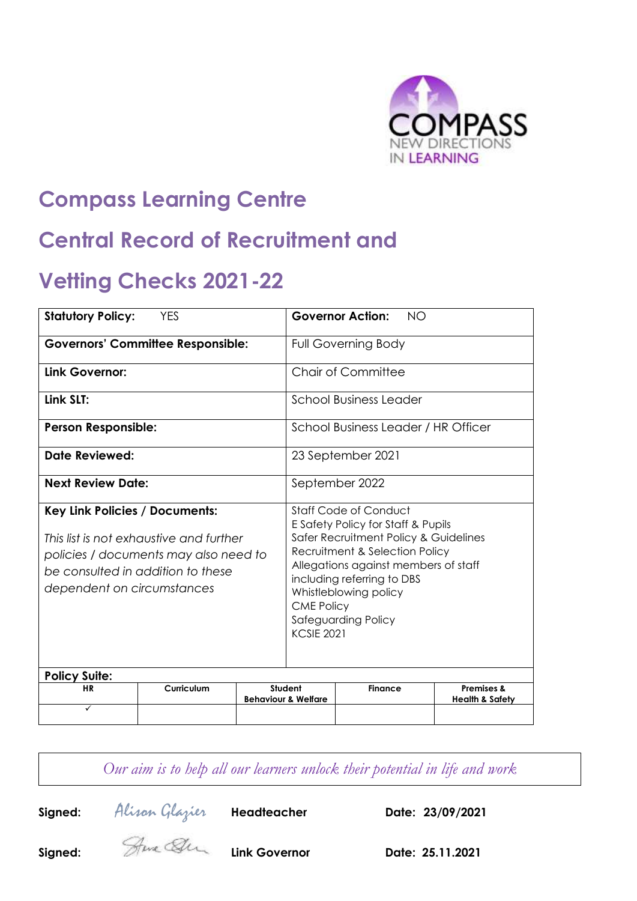# Compass Learning Centre

# Central Record of Recruitment and Vetting Checks 2021-22

| **Statutory Policy:** YES | **Governor Action:** NO |
|---|---|
| **Governors' Committee Responsible:** | Full Governing Body |
| **Link Governor:** | Chair of Committee |
| **Link SLT:** | School Business Leader |
| **Person Responsible:** | School Business Leader / HR Officer |
| **Date Reviewed:** | 23 September 2021 |
| **Next Review Date:** | September 2022 |
| **Key Link Policies / Documents:** *This list is not exhaustive and further policies / documents may also need to be consulted in addition to these dependent on circumstances* | Staff Code of Conduct<br>E Safety Policy for Staff & Pupils<br>Safer Recruitment Policy & Guidelines<br>Recruitment & Selection Policy<br>Allegations against members of staff including referring to DBS<br>Whistleblowing policy<br>CME Policy<br>Safeguarding Policy<br>KCSIE 2021 |

**Policy Suite:**

| HR | Curriculum | Student Behaviour & Welfare | Finance | Premises & Health & Safety |
|---|---|---|---|---|
| ✓ | | | | |

*Our aim is to help all our learners unlock their potential in life and work*

**Signed:** Alison Glazier **Headteacher** **Date: 23/09/2021**

**Signed:** [signature] **Link Governor** **Date: 25.11.2021**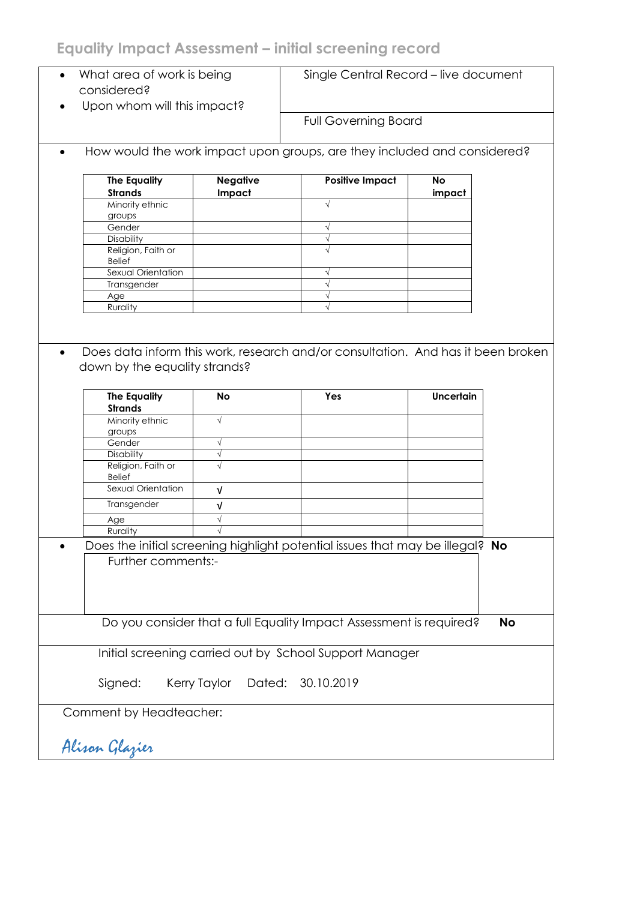## Equality Impact Assessment – initial screening record

| | |
|---|---|
| • What area of work is being considered?<br>• Upon whom will this impact? | Single Central Record – live document |
| | Full Governing Board |

- How would the work impact upon groups, are they included and considered?

| The Equality Strands | Negative Impact | Positive Impact | No impact |
|---|---|---|---|
| Minority ethnic groups | | √ | |
| Gender | | √ | |
| Disability | | √ | |
| Religion, Faith or Belief | | √ | |
| Sexual Orientation | | √ | |
| Transgender | | √ | |
| Age | | √ | |
| Rurality | | √ | |

- Does data inform this work, research and/or consultation. And has it been broken down by the equality strands?

| The Equality Strands | No | Yes | Uncertain |
|---|---|---|---|
| Minority ethnic groups | √ | | |
| Gender | √ | | |
| Disability | √ | | |
| Religion, Faith or Belief | √ | | |
| Sexual Orientation | √ | | |
| Transgender | √ | | |
| Age | √ | | |
| Rurality | √ | | |

- Does the initial screening highlight potential issues that may be illegal? **No**

Further comments:-

Do you consider that a full Equality Impact Assessment is required? **No**

Initial screening carried out by School Support Manager

Signed: Kerry Taylor Dated: 30.10.2019

Comment by Headteacher:

*Alison Glazier*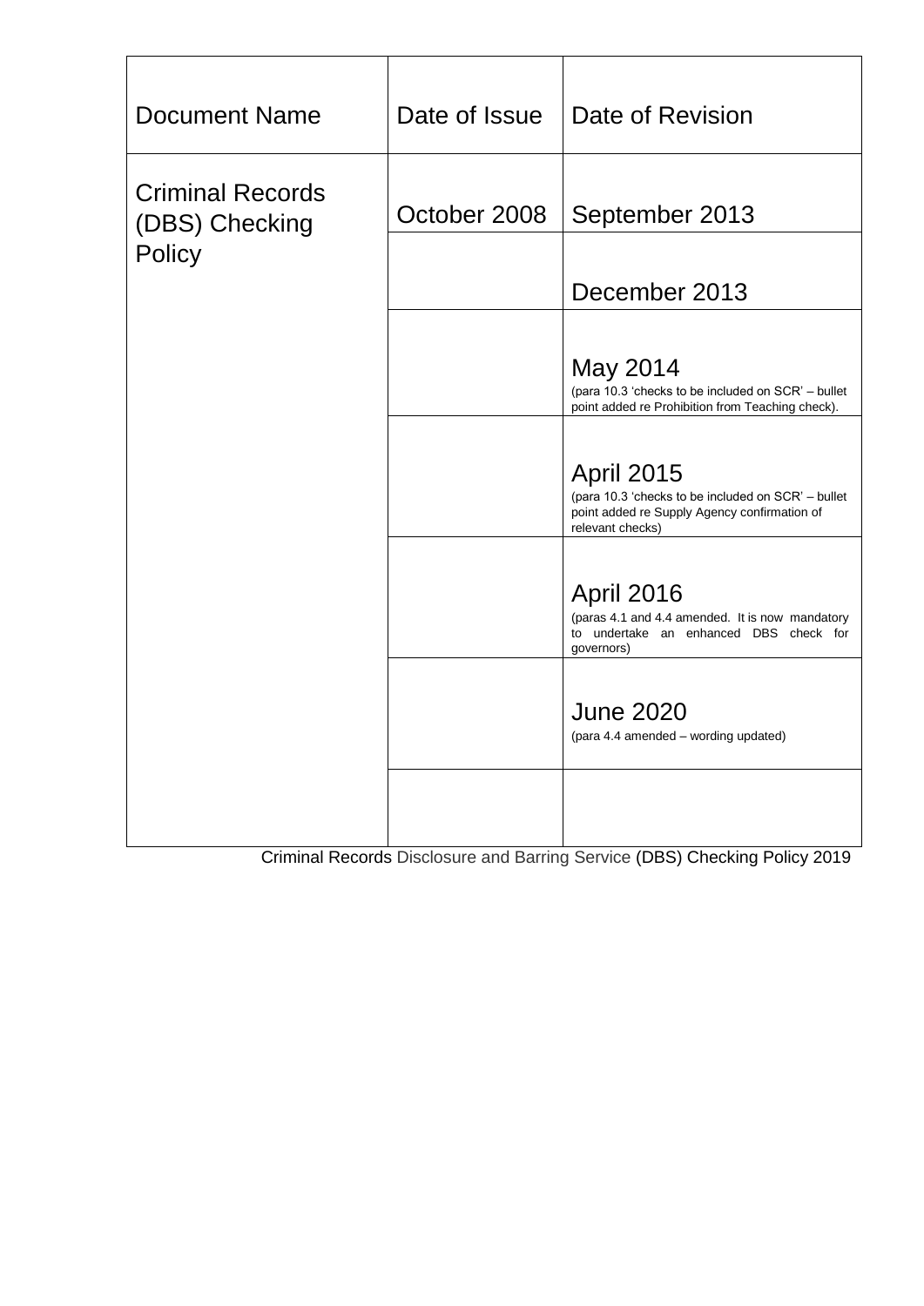| Document Name | Date of Issue | Date of Revision |
|---|---|---|
| Criminal Records (DBS) Checking Policy | October 2008 | September 2013 |
| | | December 2013 |
| | | May 2014 (para 10.3 'checks to be included on SCR' – bullet point added re Prohibition from Teaching check). |
| | | April 2015 (para 10.3 'checks to be included on SCR' – bullet point added re Supply Agency confirmation of relevant checks) |
| | | April 2016 (paras 4.1 and 4.4 amended. It is now mandatory to undertake an enhanced DBS check for governors) |
| | | June 2020 (para 4.4 amended – wording updated) |
| | | |

Criminal Records Disclosure and Barring Service (DBS) Checking Policy 2019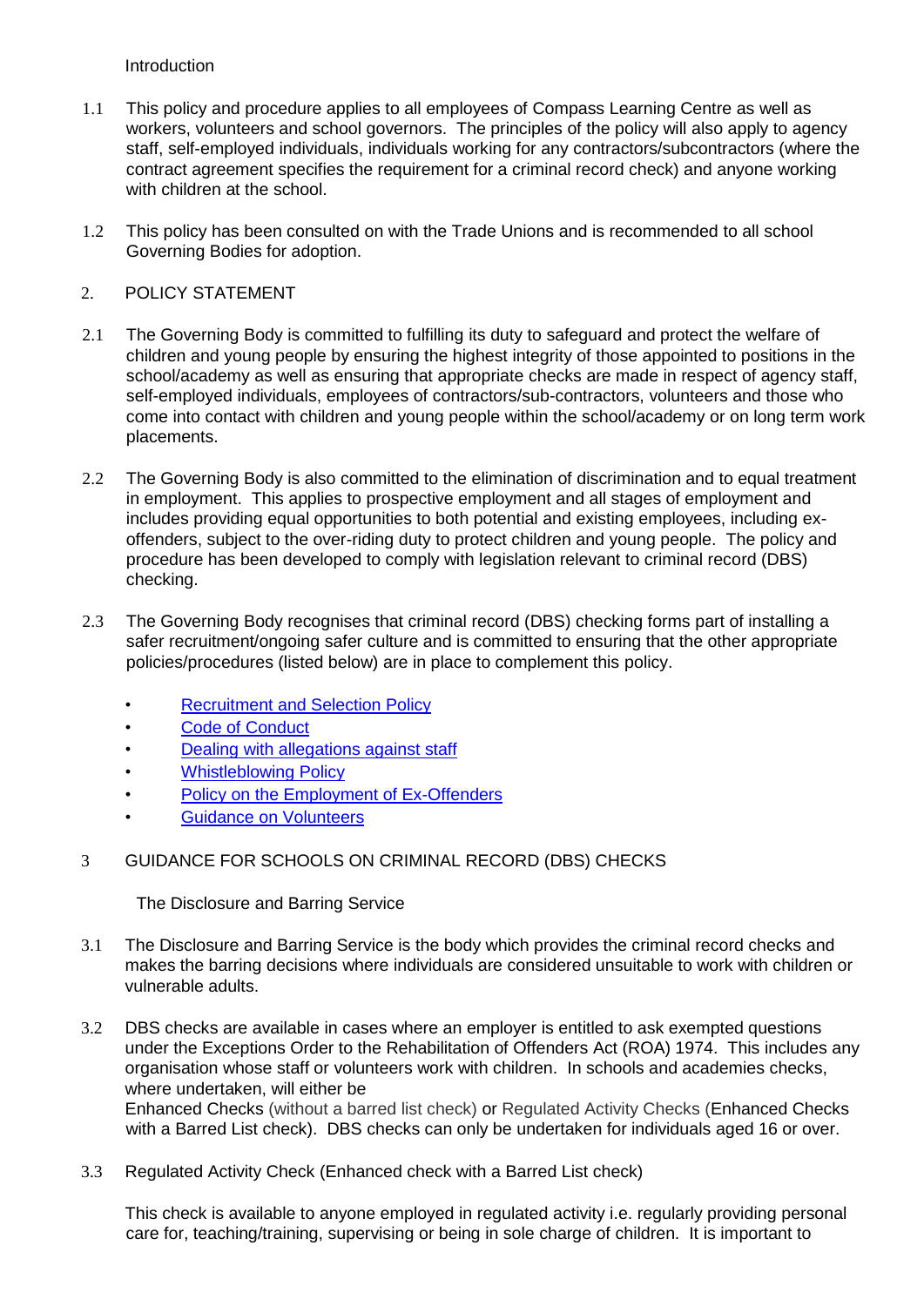Introduction

1.1 This policy and procedure applies to all employees of Compass Learning Centre as well as workers, volunteers and school governors. The principles of the policy will also apply to agency staff, self-employed individuals, individuals working for any contractors/subcontractors (where the contract agreement specifies the requirement for a criminal record check) and anyone working with children at the school.

1.2 This policy has been consulted on with the Trade Unions and is recommended to all school Governing Bodies for adoption.

## 2. POLICY STATEMENT

2.1 The Governing Body is committed to fulfilling its duty to safeguard and protect the welfare of children and young people by ensuring the highest integrity of those appointed to positions in the school/academy as well as ensuring that appropriate checks are made in respect of agency staff, self-employed individuals, employees of contractors/sub-contractors, volunteers and those who come into contact with children and young people within the school/academy or on long term work placements.

2.2 The Governing Body is also committed to the elimination of discrimination and to equal treatment in employment. This applies to prospective employment and all stages of employment and includes providing equal opportunities to both potential and existing employees, including ex-offenders, subject to the over-riding duty to protect children and young people. The policy and procedure has been developed to comply with legislation relevant to criminal record (DBS) checking.

2.3 The Governing Body recognises that criminal record (DBS) checking forms part of installing a safer recruitment/ongoing safer culture and is committed to ensuring that the other appropriate policies/procedures (listed below) are in place to complement this policy.

- Recruitment and Selection Policy
- Code of Conduct
- Dealing with allegations against staff
- Whistleblowing Policy
- Policy on the Employment of Ex-Offenders
- Guidance on Volunteers

## 3 GUIDANCE FOR SCHOOLS ON CRIMINAL RECORD (DBS) CHECKS

### The Disclosure and Barring Service

3.1 The Disclosure and Barring Service is the body which provides the criminal record checks and makes the barring decisions where individuals are considered unsuitable to work with children or vulnerable adults.

3.2 DBS checks are available in cases where an employer is entitled to ask exempted questions under the Exceptions Order to the Rehabilitation of Offenders Act (ROA) 1974. This includes any organisation whose staff or volunteers work with children. In schools and academies checks, where undertaken, will either be Enhanced Checks (without a barred list check) or Regulated Activity Checks (Enhanced Checks with a Barred List check). DBS checks can only be undertaken for individuals aged 16 or over.

3.3 Regulated Activity Check (Enhanced check with a Barred List check)

This check is available to anyone employed in regulated activity i.e. regularly providing personal care for, teaching/training, supervising or being in sole charge of children. It is important to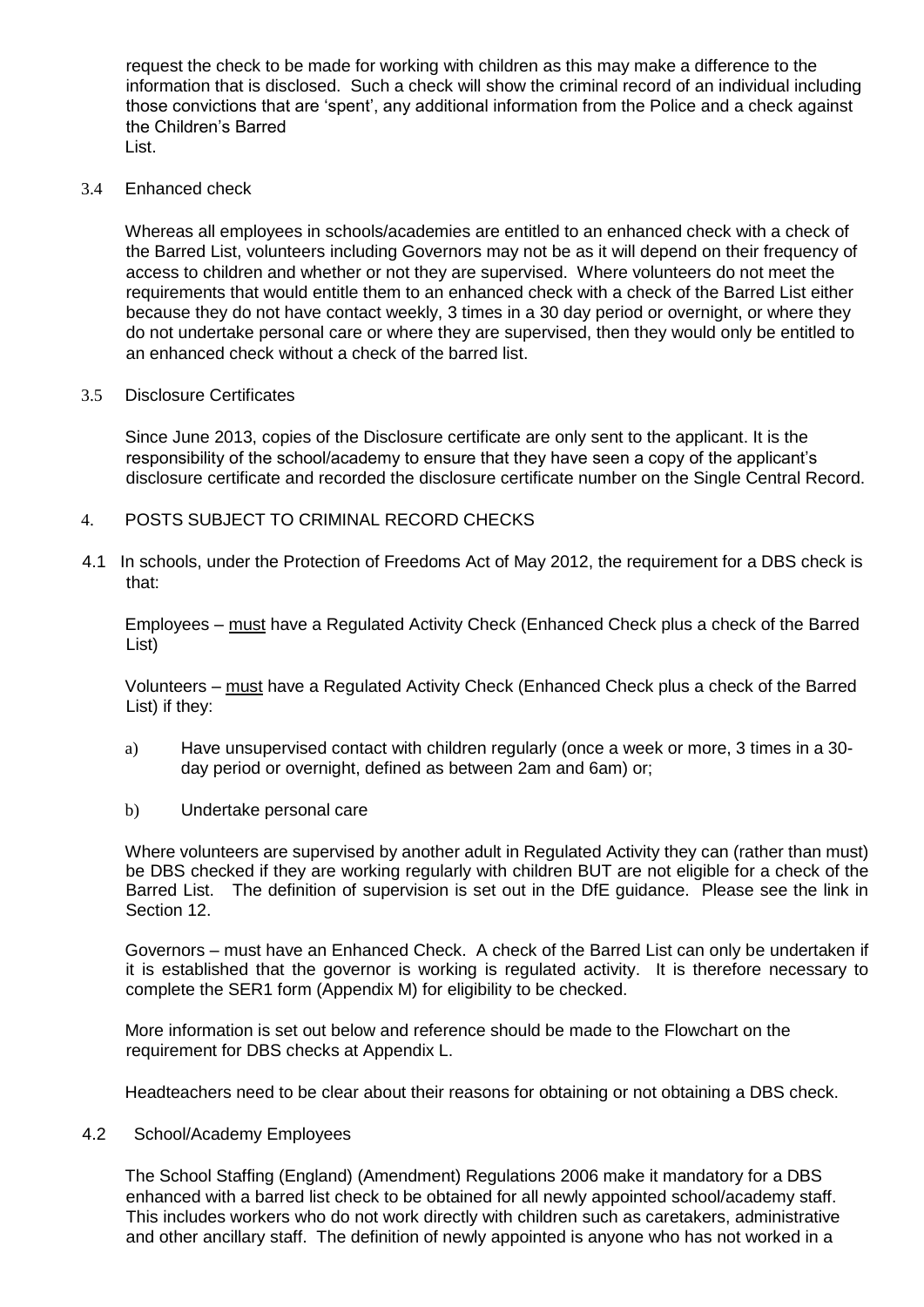request the check to be made for working with children as this may make a difference to the information that is disclosed. Such a check will show the criminal record of an individual including those convictions that are 'spent', any additional information from the Police and a check against the Children's Barred List.

3.4 Enhanced check

Whereas all employees in schools/academies are entitled to an enhanced check with a check of the Barred List, volunteers including Governors may not be as it will depend on their frequency of access to children and whether or not they are supervised. Where volunteers do not meet the requirements that would entitle them to an enhanced check with a check of the Barred List either because they do not have contact weekly, 3 times in a 30 day period or overnight, or where they do not undertake personal care or where they are supervised, then they would only be entitled to an enhanced check without a check of the barred list.

3.5 Disclosure Certificates

Since June 2013, copies of the Disclosure certificate are only sent to the applicant. It is the responsibility of the school/academy to ensure that they have seen a copy of the applicant's disclosure certificate and recorded the disclosure certificate number on the Single Central Record.

## 4. POSTS SUBJECT TO CRIMINAL RECORD CHECKS

4.1 In schools, under the Protection of Freedoms Act of May 2012, the requirement for a DBS check is that:

Employees – <u>must</u> have a Regulated Activity Check (Enhanced Check plus a check of the Barred List)

Volunteers – <u>must</u> have a Regulated Activity Check (Enhanced Check plus a check of the Barred List) if they:

a) Have unsupervised contact with children regularly (once a week or more, 3 times in a 30-day period or overnight, defined as between 2am and 6am) or;

b) Undertake personal care

Where volunteers are supervised by another adult in Regulated Activity they can (rather than must) be DBS checked if they are working regularly with children BUT are not eligible for a check of the Barred List. The definition of supervision is set out in the DfE guidance. Please see the link in Section 12.

Governors – must have an Enhanced Check. A check of the Barred List can only be undertaken if it is established that the governor is working is regulated activity. It is therefore necessary to complete the SER1 form (Appendix M) for eligibility to be checked.

More information is set out below and reference should be made to the Flowchart on the requirement for DBS checks at Appendix L.

Headteachers need to be clear about their reasons for obtaining or not obtaining a DBS check.

4.2 School/Academy Employees

The School Staffing (England) (Amendment) Regulations 2006 make it mandatory for a DBS enhanced with a barred list check to be obtained for all newly appointed school/academy staff. This includes workers who do not work directly with children such as caretakers, administrative and other ancillary staff. The definition of newly appointed is anyone who has not worked in a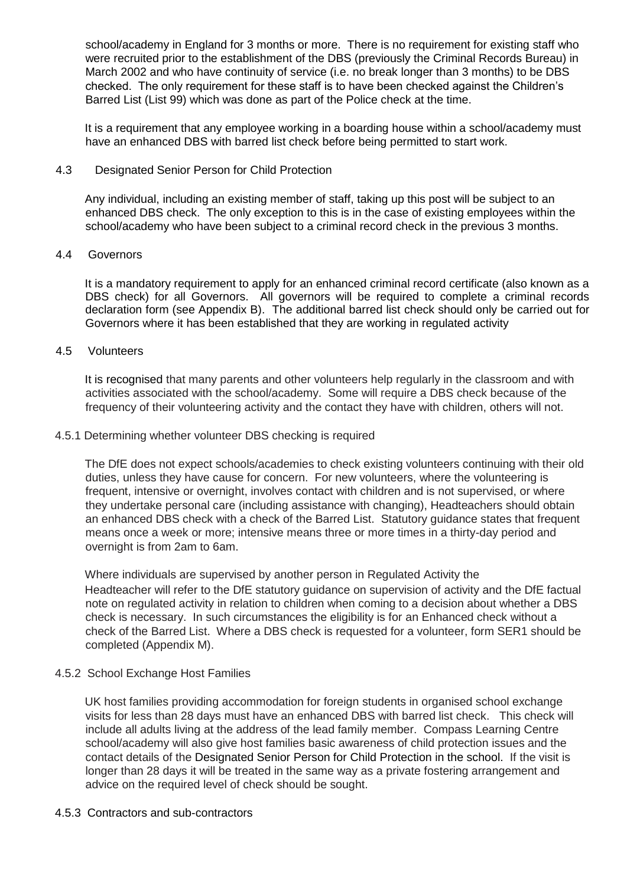school/academy in England for 3 months or more. There is no requirement for existing staff who were recruited prior to the establishment of the DBS (previously the Criminal Records Bureau) in March 2002 and who have continuity of service (i.e. no break longer than 3 months) to be DBS checked. The only requirement for these staff is to have been checked against the Children's Barred List (List 99) which was done as part of the Police check at the time.

It is a requirement that any employee working in a boarding house within a school/academy must have an enhanced DBS with barred list check before being permitted to start work.

### 4.3 Designated Senior Person for Child Protection

Any individual, including an existing member of staff, taking up this post will be subject to an enhanced DBS check. The only exception to this is in the case of existing employees within the school/academy who have been subject to a criminal record check in the previous 3 months.

### 4.4 Governors

It is a mandatory requirement to apply for an enhanced criminal record certificate (also known as a DBS check) for all Governors. All governors will be required to complete a criminal records declaration form (see Appendix B). The additional barred list check should only be carried out for Governors where it has been established that they are working in regulated activity

### 4.5 Volunteers

It is recognised that many parents and other volunteers help regularly in the classroom and with activities associated with the school/academy. Some will require a DBS check because of the frequency of their volunteering activity and the contact they have with children, others will not.

#### 4.5.1 Determining whether volunteer DBS checking is required

The DfE does not expect schools/academies to check existing volunteers continuing with their old duties, unless they have cause for concern. For new volunteers, where the volunteering is frequent, intensive or overnight, involves contact with children and is not supervised, or where they undertake personal care (including assistance with changing), Headteachers should obtain an enhanced DBS check with a check of the Barred List. Statutory guidance states that frequent means once a week or more; intensive means three or more times in a thirty-day period and overnight is from 2am to 6am.

Where individuals are supervised by another person in Regulated Activity the Headteacher will refer to the DfE statutory guidance on supervision of activity and the DfE factual note on regulated activity in relation to children when coming to a decision about whether a DBS check is necessary. In such circumstances the eligibility is for an Enhanced check without a check of the Barred List. Where a DBS check is requested for a volunteer, form SER1 should be completed (Appendix M).

#### 4.5.2 School Exchange Host Families

UK host families providing accommodation for foreign students in organised school exchange visits for less than 28 days must have an enhanced DBS with barred list check. This check will include all adults living at the address of the lead family member. Compass Learning Centre school/academy will also give host families basic awareness of child protection issues and the contact details of the Designated Senior Person for Child Protection in the school. If the visit is longer than 28 days it will be treated in the same way as a private fostering arrangement and advice on the required level of check should be sought.

#### 4.5.3 Contractors and sub-contractors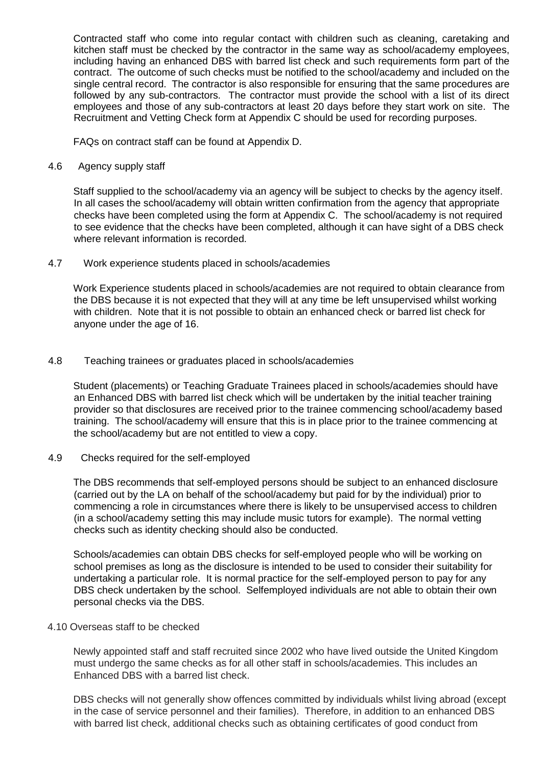Contracted staff who come into regular contact with children such as cleaning, caretaking and kitchen staff must be checked by the contractor in the same way as school/academy employees, including having an enhanced DBS with barred list check and such requirements form part of the contract. The outcome of such checks must be notified to the school/academy and included on the single central record. The contractor is also responsible for ensuring that the same procedures are followed by any sub-contractors. The contractor must provide the school with a list of its direct employees and those of any sub-contractors at least 20 days before they start work on site. The Recruitment and Vetting Check form at Appendix C should be used for recording purposes.

FAQs on contract staff can be found at Appendix D.

### 4.6 Agency supply staff

Staff supplied to the school/academy via an agency will be subject to checks by the agency itself. In all cases the school/academy will obtain written confirmation from the agency that appropriate checks have been completed using the form at Appendix C. The school/academy is not required to see evidence that the checks have been completed, although it can have sight of a DBS check where relevant information is recorded.

### 4.7 Work experience students placed in schools/academies

Work Experience students placed in schools/academies are not required to obtain clearance from the DBS because it is not expected that they will at any time be left unsupervised whilst working with children. Note that it is not possible to obtain an enhanced check or barred list check for anyone under the age of 16.

### 4.8 Teaching trainees or graduates placed in schools/academies

Student (placements) or Teaching Graduate Trainees placed in schools/academies should have an Enhanced DBS with barred list check which will be undertaken by the initial teacher training provider so that disclosures are received prior to the trainee commencing school/academy based training. The school/academy will ensure that this is in place prior to the trainee commencing at the school/academy but are not entitled to view a copy.

### 4.9 Checks required for the self-employed

The DBS recommends that self-employed persons should be subject to an enhanced disclosure (carried out by the LA on behalf of the school/academy but paid for by the individual) prior to commencing a role in circumstances where there is likely to be unsupervised access to children (in a school/academy setting this may include music tutors for example). The normal vetting checks such as identity checking should also be conducted.

Schools/academies can obtain DBS checks for self-employed people who will be working on school premises as long as the disclosure is intended to be used to consider their suitability for undertaking a particular role. It is normal practice for the self-employed person to pay for any DBS check undertaken by the school. Selfemployed individuals are not able to obtain their own personal checks via the DBS.

### 4.10 Overseas staff to be checked

Newly appointed staff and staff recruited since 2002 who have lived outside the United Kingdom must undergo the same checks as for all other staff in schools/academies. This includes an Enhanced DBS with a barred list check.

DBS checks will not generally show offences committed by individuals whilst living abroad (except in the case of service personnel and their families). Therefore, in addition to an enhanced DBS with barred list check, additional checks such as obtaining certificates of good conduct from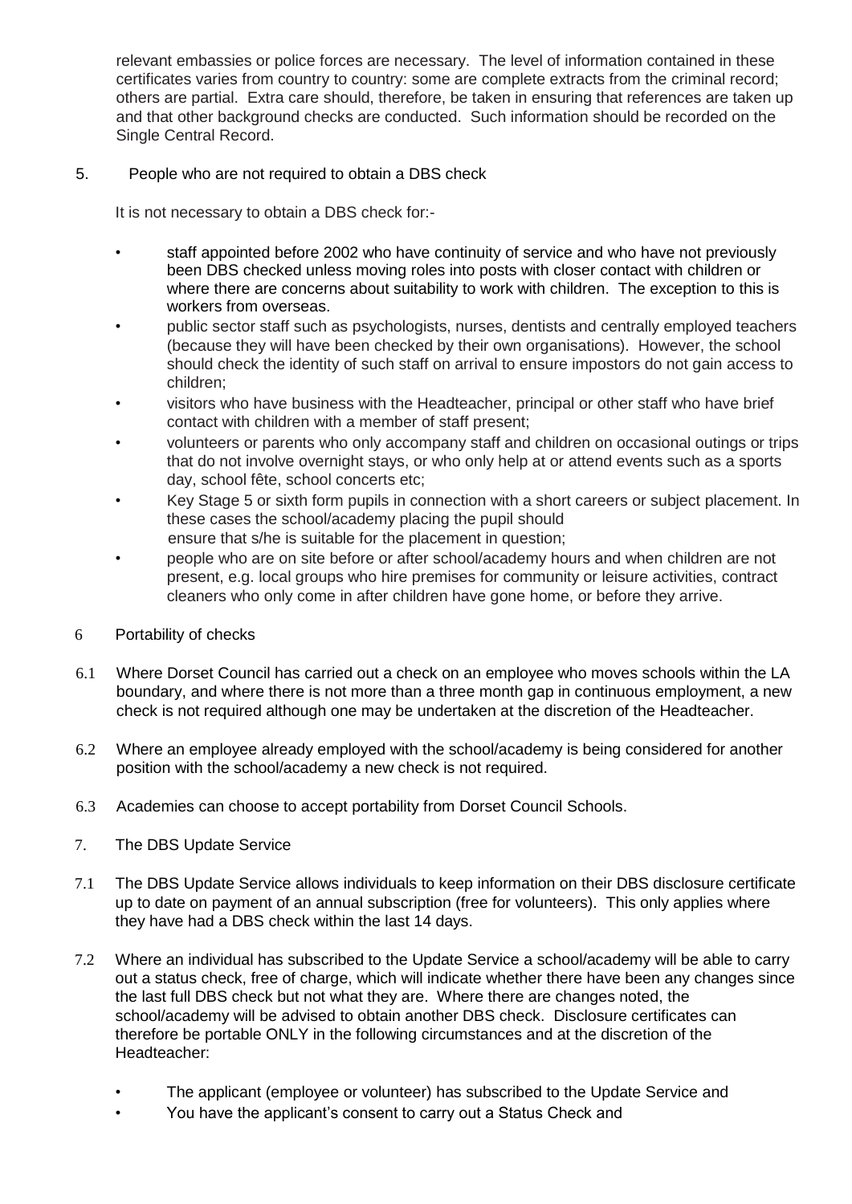relevant embassies or police forces are necessary. The level of information contained in these certificates varies from country to country: some are complete extracts from the criminal record; others are partial. Extra care should, therefore, be taken in ensuring that references are taken up and that other background checks are conducted. Such information should be recorded on the Single Central Record.

## 5. People who are not required to obtain a DBS check

It is not necessary to obtain a DBS check for:-

- staff appointed before 2002 who have continuity of service and who have not previously been DBS checked unless moving roles into posts with closer contact with children or where there are concerns about suitability to work with children. The exception to this is workers from overseas.
- public sector staff such as psychologists, nurses, dentists and centrally employed teachers (because they will have been checked by their own organisations). However, the school should check the identity of such staff on arrival to ensure impostors do not gain access to children;
- visitors who have business with the Headteacher, principal or other staff who have brief contact with children with a member of staff present;
- volunteers or parents who only accompany staff and children on occasional outings or trips that do not involve overnight stays, or who only help at or attend events such as a sports day, school fête, school concerts etc;
- Key Stage 5 or sixth form pupils in connection with a short careers or subject placement. In these cases the school/academy placing the pupil should ensure that s/he is suitable for the placement in question;
- people who are on site before or after school/academy hours and when children are not present, e.g. local groups who hire premises for community or leisure activities, contract cleaners who only come in after children have gone home, or before they arrive.

## 6 Portability of checks

6.1 Where Dorset Council has carried out a check on an employee who moves schools within the LA boundary, and where there is not more than a three month gap in continuous employment, a new check is not required although one may be undertaken at the discretion of the Headteacher.

6.2 Where an employee already employed with the school/academy is being considered for another position with the school/academy a new check is not required.

6.3 Academies can choose to accept portability from Dorset Council Schools.

## 7. The DBS Update Service

7.1 The DBS Update Service allows individuals to keep information on their DBS disclosure certificate up to date on payment of an annual subscription (free for volunteers). This only applies where they have had a DBS check within the last 14 days.

7.2 Where an individual has subscribed to the Update Service a school/academy will be able to carry out a status check, free of charge, which will indicate whether there have been any changes since the last full DBS check but not what they are. Where there are changes noted, the school/academy will be advised to obtain another DBS check. Disclosure certificates can therefore be portable ONLY in the following circumstances and at the discretion of the Headteacher:

- The applicant (employee or volunteer) has subscribed to the Update Service and
- You have the applicant's consent to carry out a Status Check and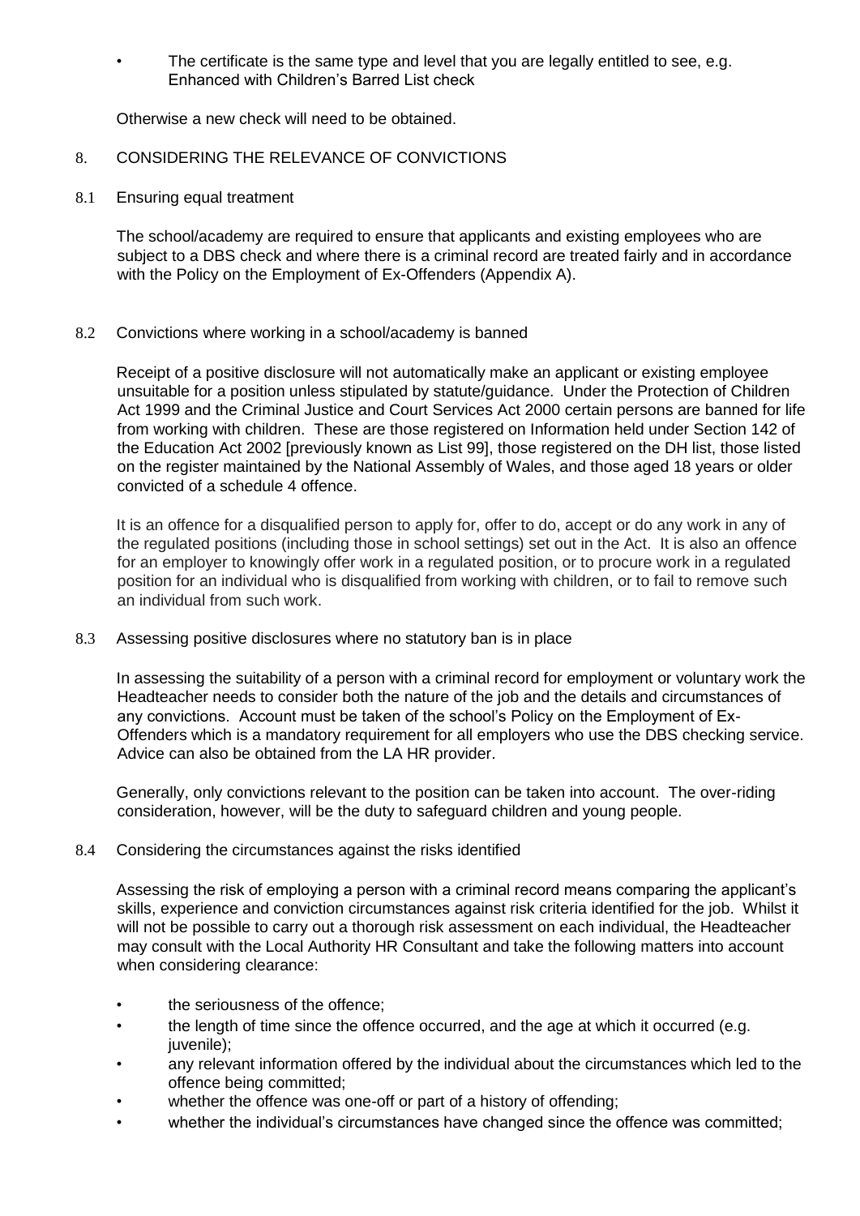- The certificate is the same type and level that you are legally entitled to see, e.g. Enhanced with Children's Barred List check

Otherwise a new check will need to be obtained.

## 8. CONSIDERING THE RELEVANCE OF CONVICTIONS

### 8.1 Ensuring equal treatment

The school/academy are required to ensure that applicants and existing employees who are subject to a DBS check and where there is a criminal record are treated fairly and in accordance with the Policy on the Employment of Ex-Offenders (Appendix A).

### 8.2 Convictions where working in a school/academy is banned

Receipt of a positive disclosure will not automatically make an applicant or existing employee unsuitable for a position unless stipulated by statute/guidance. Under the Protection of Children Act 1999 and the Criminal Justice and Court Services Act 2000 certain persons are banned for life from working with children. These are those registered on Information held under Section 142 of the Education Act 2002 [previously known as List 99], those registered on the DH list, those listed on the register maintained by the National Assembly of Wales, and those aged 18 years or older convicted of a schedule 4 offence.

It is an offence for a disqualified person to apply for, offer to do, accept or do any work in any of the regulated positions (including those in school settings) set out in the Act. It is also an offence for an employer to knowingly offer work in a regulated position, or to procure work in a regulated position for an individual who is disqualified from working with children, or to fail to remove such an individual from such work.

### 8.3 Assessing positive disclosures where no statutory ban is in place

In assessing the suitability of a person with a criminal record for employment or voluntary work the Headteacher needs to consider both the nature of the job and the details and circumstances of any convictions. Account must be taken of the school's Policy on the Employment of Ex-Offenders which is a mandatory requirement for all employers who use the DBS checking service. Advice can also be obtained from the LA HR provider.

Generally, only convictions relevant to the position can be taken into account. The over-riding consideration, however, will be the duty to safeguard children and young people.

### 8.4 Considering the circumstances against the risks identified

Assessing the risk of employing a person with a criminal record means comparing the applicant's skills, experience and conviction circumstances against risk criteria identified for the job. Whilst it will not be possible to carry out a thorough risk assessment on each individual, the Headteacher may consult with the Local Authority HR Consultant and take the following matters into account when considering clearance:

- the seriousness of the offence;
- the length of time since the offence occurred, and the age at which it occurred (e.g. juvenile);
- any relevant information offered by the individual about the circumstances which led to the offence being committed;
- whether the offence was one-off or part of a history of offending;
- whether the individual's circumstances have changed since the offence was committed;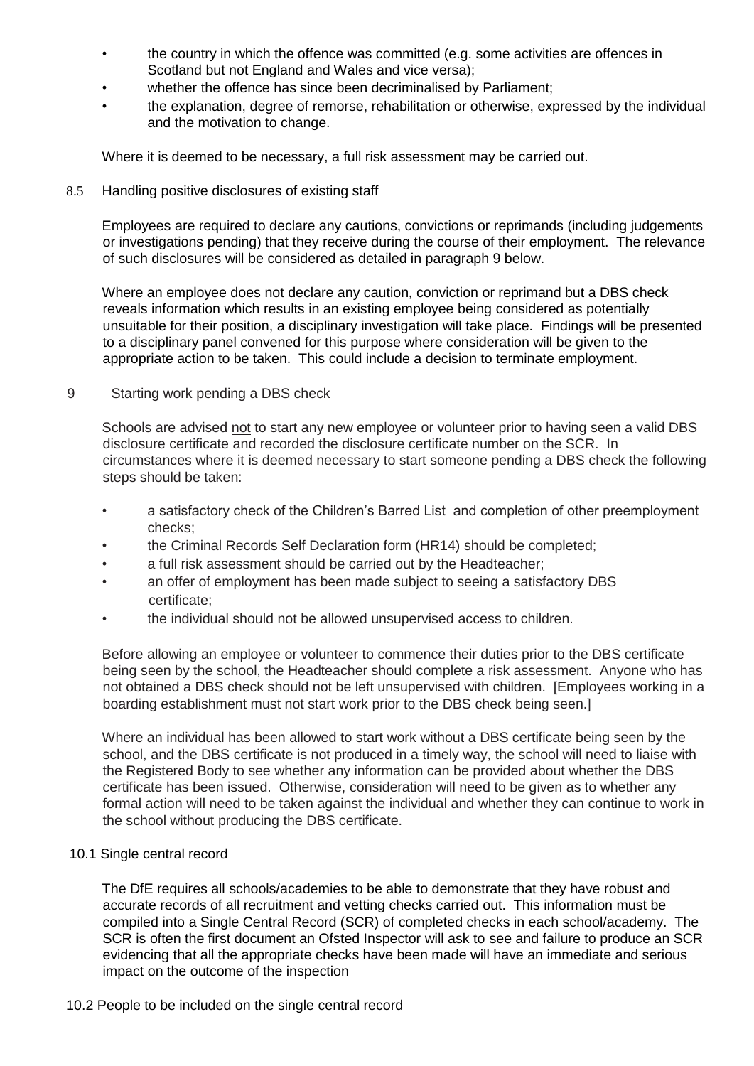- the country in which the offence was committed (e.g. some activities are offences in Scotland but not England and Wales and vice versa);
- whether the offence has since been decriminalised by Parliament;
- the explanation, degree of remorse, rehabilitation or otherwise, expressed by the individual and the motivation to change.

Where it is deemed to be necessary, a full risk assessment may be carried out.

### 8.5 Handling positive disclosures of existing staff

Employees are required to declare any cautions, convictions or reprimands (including judgements or investigations pending) that they receive during the course of their employment. The relevance of such disclosures will be considered as detailed in paragraph 9 below.

Where an employee does not declare any caution, conviction or reprimand but a DBS check reveals information which results in an existing employee being considered as potentially unsuitable for their position, a disciplinary investigation will take place. Findings will be presented to a disciplinary panel convened for this purpose where consideration will be given to the appropriate action to be taken. This could include a decision to terminate employment.

## 9 Starting work pending a DBS check

Schools are advised not to start any new employee or volunteer prior to having seen a valid DBS disclosure certificate and recorded the disclosure certificate number on the SCR. In circumstances where it is deemed necessary to start someone pending a DBS check the following steps should be taken:

- a satisfactory check of the Children's Barred List and completion of other preemployment checks;
- the Criminal Records Self Declaration form (HR14) should be completed;
- a full risk assessment should be carried out by the Headteacher;
- an offer of employment has been made subject to seeing a satisfactory DBS certificate;
- the individual should not be allowed unsupervised access to children.

Before allowing an employee or volunteer to commence their duties prior to the DBS certificate being seen by the school, the Headteacher should complete a risk assessment. Anyone who has not obtained a DBS check should not be left unsupervised with children. [Employees working in a boarding establishment must not start work prior to the DBS check being seen.]

Where an individual has been allowed to start work without a DBS certificate being seen by the school, and the DBS certificate is not produced in a timely way, the school will need to liaise with the Registered Body to see whether any information can be provided about whether the DBS certificate has been issued. Otherwise, consideration will need to be given as to whether any formal action will need to be taken against the individual and whether they can continue to work in the school without producing the DBS certificate.

### 10.1 Single central record

The DfE requires all schools/academies to be able to demonstrate that they have robust and accurate records of all recruitment and vetting checks carried out. This information must be compiled into a Single Central Record (SCR) of completed checks in each school/academy. The SCR is often the first document an Ofsted Inspector will ask to see and failure to produce an SCR evidencing that all the appropriate checks have been made will have an immediate and serious impact on the outcome of the inspection

### 10.2 People to be included on the single central record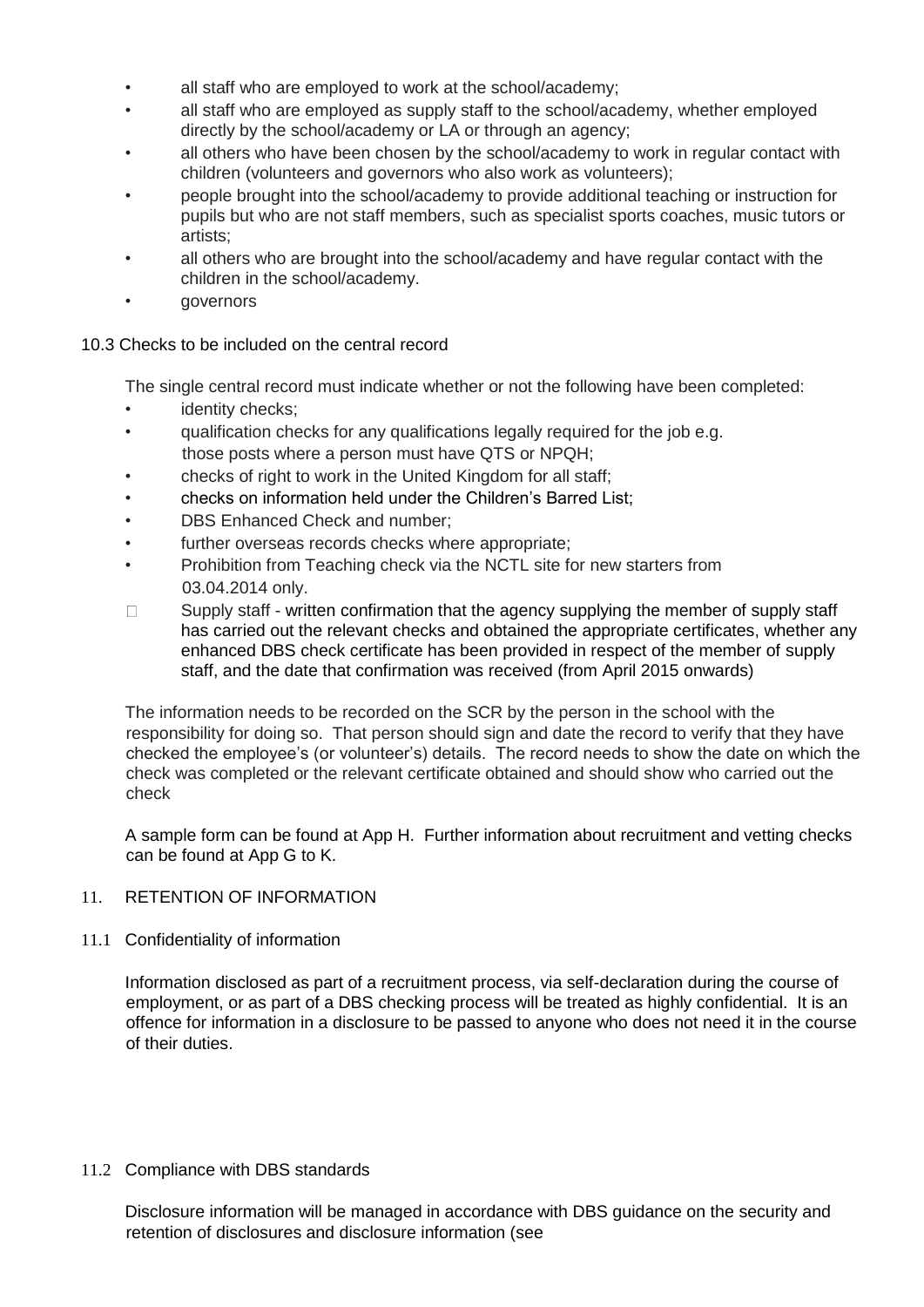- all staff who are employed to work at the school/academy;
- all staff who are employed as supply staff to the school/academy, whether employed directly by the school/academy or LA or through an agency;
- all others who have been chosen by the school/academy to work in regular contact with children (volunteers and governors who also work as volunteers);
- people brought into the school/academy to provide additional teaching or instruction for pupils but who are not staff members, such as specialist sports coaches, music tutors or artists;
- all others who are brought into the school/academy and have regular contact with the children in the school/academy.
- governors

10.3 Checks to be included on the central record

The single central record must indicate whether or not the following have been completed:

- identity checks;
- qualification checks for any qualifications legally required for the job e.g. those posts where a person must have QTS or NPQH;
- checks of right to work in the United Kingdom for all staff;
- checks on information held under the Children's Barred List;
- DBS Enhanced Check and number;
- further overseas records checks where appropriate;
- Prohibition from Teaching check via the NCTL site for new starters from 03.04.2014 only.
- Supply staff - written confirmation that the agency supplying the member of supply staff has carried out the relevant checks and obtained the appropriate certificates, whether any enhanced DBS check certificate has been provided in respect of the member of supply staff, and the date that confirmation was received (from April 2015 onwards)

The information needs to be recorded on the SCR by the person in the school with the responsibility for doing so. That person should sign and date the record to verify that they have checked the employee's (or volunteer's) details. The record needs to show the date on which the check was completed or the relevant certificate obtained and should show who carried out the check

A sample form can be found at App H. Further information about recruitment and vetting checks can be found at App G to K.

11. RETENTION OF INFORMATION

11.1 Confidentiality of information

Information disclosed as part of a recruitment process, via self-declaration during the course of employment, or as part of a DBS checking process will be treated as highly confidential. It is an offence for information in a disclosure to be passed to anyone who does not need it in the course of their duties.

11.2 Compliance with DBS standards

Disclosure information will be managed in accordance with DBS guidance on the security and retention of disclosures and disclosure information (see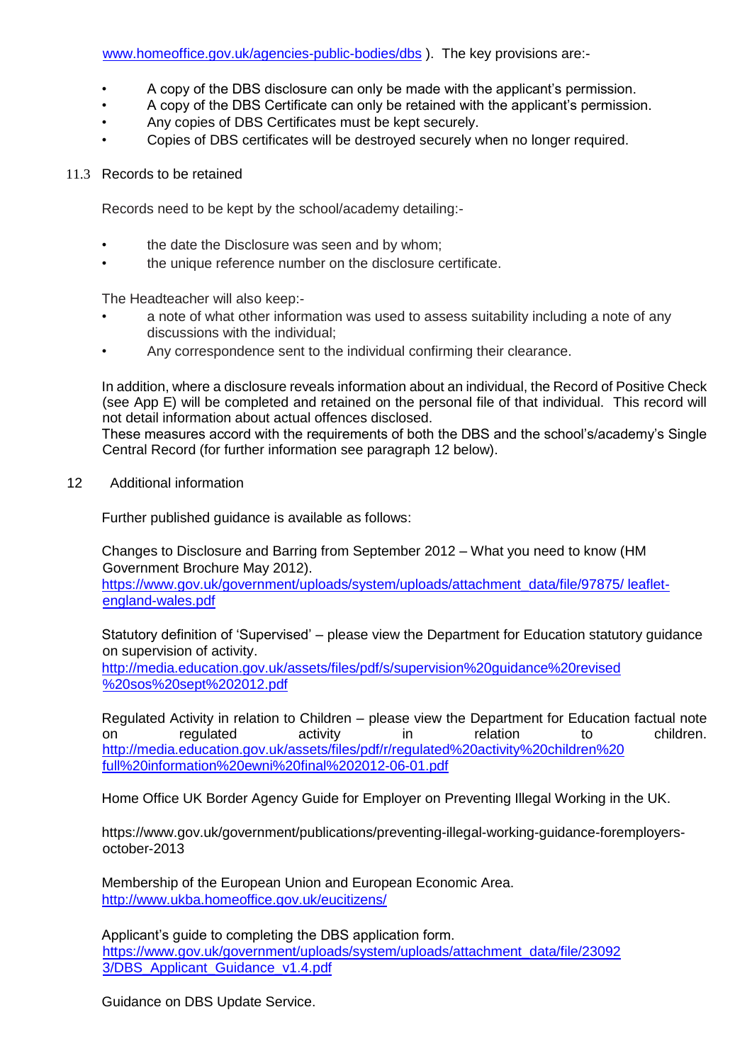www.homeoffice.gov.uk/agencies-public-bodies/dbs ). The key provisions are:-

- A copy of the DBS disclosure can only be made with the applicant's permission.
- A copy of the DBS Certificate can only be retained with the applicant's permission.
- Any copies of DBS Certificates must be kept securely.
- Copies of DBS certificates will be destroyed securely when no longer required.

11.3 Records to be retained

Records need to be kept by the school/academy detailing:-

- the date the Disclosure was seen and by whom;
- the unique reference number on the disclosure certificate.

The Headteacher will also keep:-

- a note of what other information was used to assess suitability including a note of any discussions with the individual;
- Any correspondence sent to the individual confirming their clearance.

In addition, where a disclosure reveals information about an individual, the Record of Positive Check (see App E) will be completed and retained on the personal file of that individual. This record will not detail information about actual offences disclosed.
These measures accord with the requirements of both the DBS and the school's/academy's Single Central Record (for further information see paragraph 12 below).

## 12 Additional information

Further published guidance is available as follows:

Changes to Disclosure and Barring from September 2012 – What you need to know (HM Government Brochure May 2012).
https://www.gov.uk/government/uploads/system/uploads/attachment_data/file/97875/ leaflet-england-wales.pdf

Statutory definition of 'Supervised' – please view the Department for Education statutory guidance on supervision of activity.
http://media.education.gov.uk/assets/files/pdf/s/supervision%20guidance%20revised %20sos%20sept%202012.pdf

Regulated Activity in relation to Children – please view the Department for Education factual note on regulated activity in relation to children.
http://media.education.gov.uk/assets/files/pdf/r/regulated%20activity%20children%20 full%20information%20ewni%20final%202012-06-01.pdf

Home Office UK Border Agency Guide for Employer on Preventing Illegal Working in the UK.

https://www.gov.uk/government/publications/preventing-illegal-working-guidance-foremployers-october-2013

Membership of the European Union and European Economic Area.
http://www.ukba.homeoffice.gov.uk/eucitizens/

Applicant's guide to completing the DBS application form.
https://www.gov.uk/government/uploads/system/uploads/attachment_data/file/23092 3/DBS_Applicant_Guidance_v1.4.pdf

Guidance on DBS Update Service.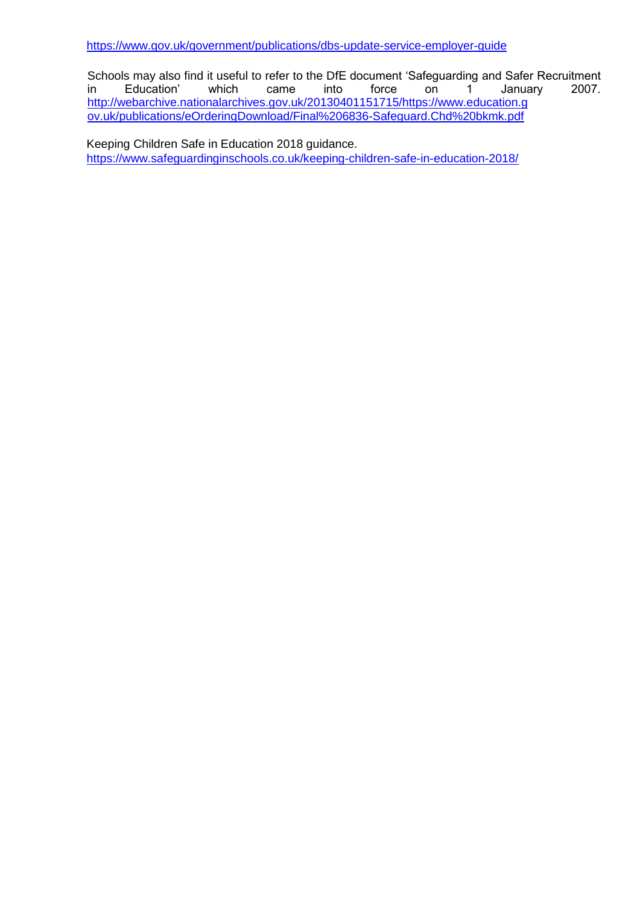https://www.gov.uk/government/publications/dbs-update-service-employer-guide

Schools may also find it useful to refer to the DfE document 'Safeguarding and Safer Recruitment in Education' which came into force on 1 January 2007. http://webarchive.nationalarchives.gov.uk/20130401151715/https://www.education.gov.uk/publications/eOrderingDownload/Final%206836-Safeguard.Chd%20bkmk.pdf

Keeping Children Safe in Education 2018 guidance.
https://www.safeguardinginschools.co.uk/keeping-children-safe-in-education-2018/